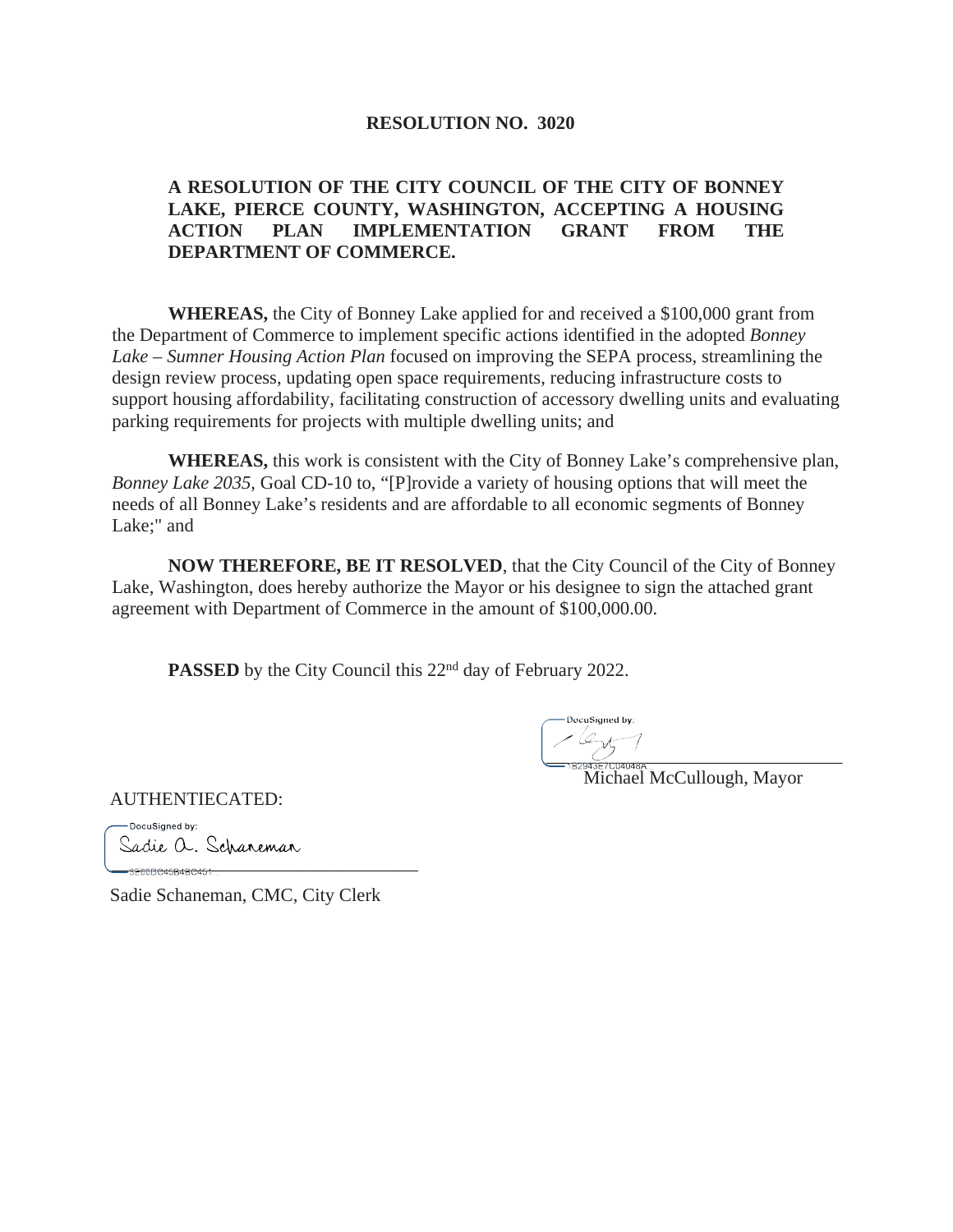# RESOLUTION NO. 3020

**A RESOLUTION OF THE CITY COUNCIL OF THE CITY OF BONNEY LAKE, PIERCE COUNTY, WASHINGTON, ACCEPTING A HOUSING ACTION PLAN IMPLEMENTATION GRANT FROM THE DEPARTMENT OF COMMERCE.**

**WHEREAS,** the City of Bonney Lake applied for and received a $100,000 grant from the Department of Commerce to implement specific actions identified in the adopted *Bonney Lake – Sumner Housing Action Plan* focused on improving the SEPA process, streamlining the design review process, updating open space requirements, reducing infrastructure costs to support housing affordability, facilitating construction of accessory dwelling units and evaluating parking requirements for projects with multiple dwelling units; and

**WHEREAS,** this work is consistent with the City of Bonney Lake's comprehensive plan, *Bonney Lake 2035,* Goal CD-10 to, "[P]rovide a variety of housing options that will meet the needs of all Bonney Lake's residents and are affordable to all economic segments of Bonney Lake;" and

**NOW THEREFORE, BE IT RESOLVED**, that the City Council of the City of Bonney Lake, Washington, does hereby authorize the Mayor or his designee to sign the attached grant agreement with Department of Commerce in the amount of $100,000.00.

**PASSED** by the City Council this 22nd day of February 2022.

DocuSigned by:
1B2943E7C04048A...
Michael McCullough, Mayor

AUTHENTIECATED:

DocuSigned by:
Sadie A. Schaneman
3E60BC46B4BC451...
Sadie Schaneman, CMC, City Clerk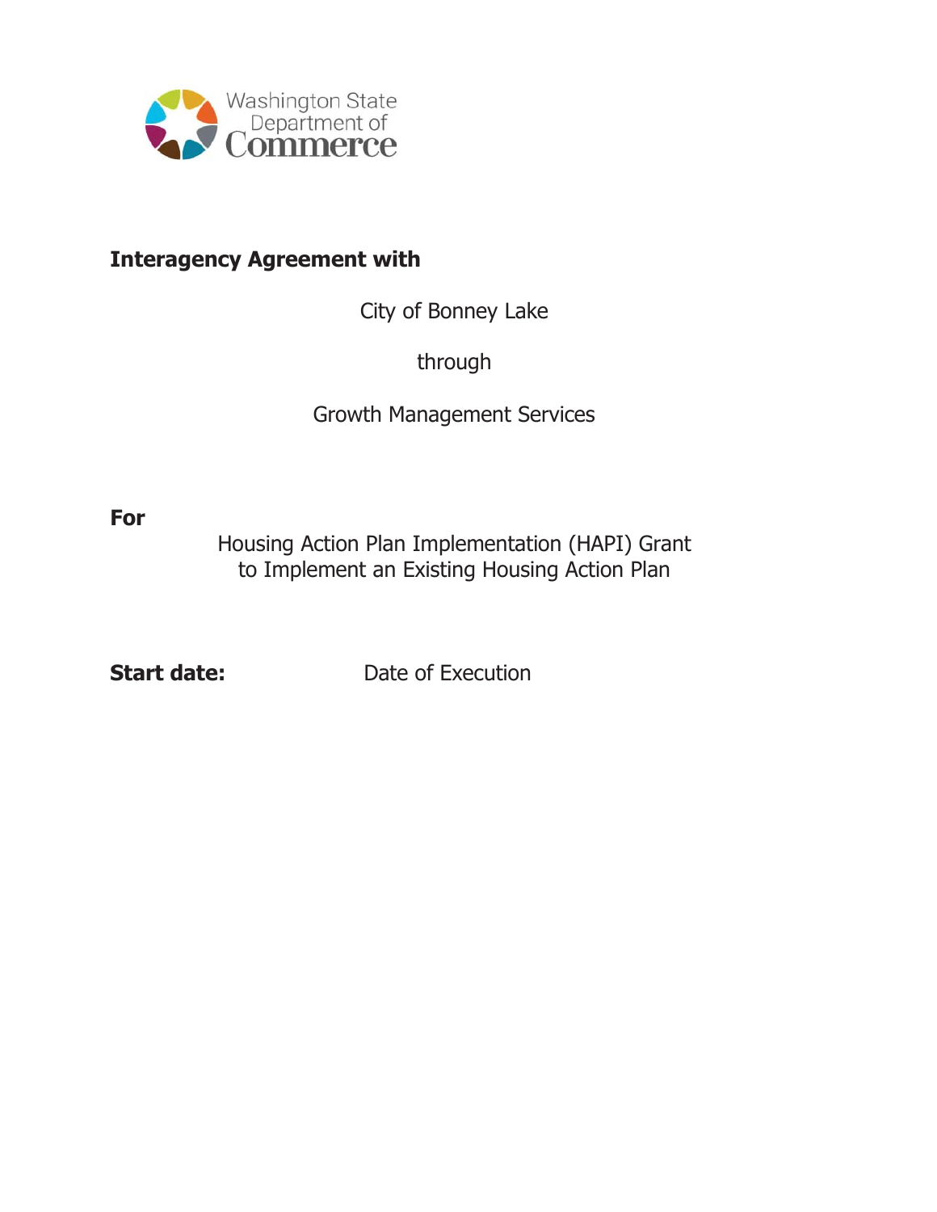Washington State Department of Commerce

**Interagency Agreement with**

City of Bonney Lake

through

Growth Management Services

**For**

Housing Action Plan Implementation (HAPI) Grant
to Implement an Existing Housing Action Plan

**Start date:** Date of Execution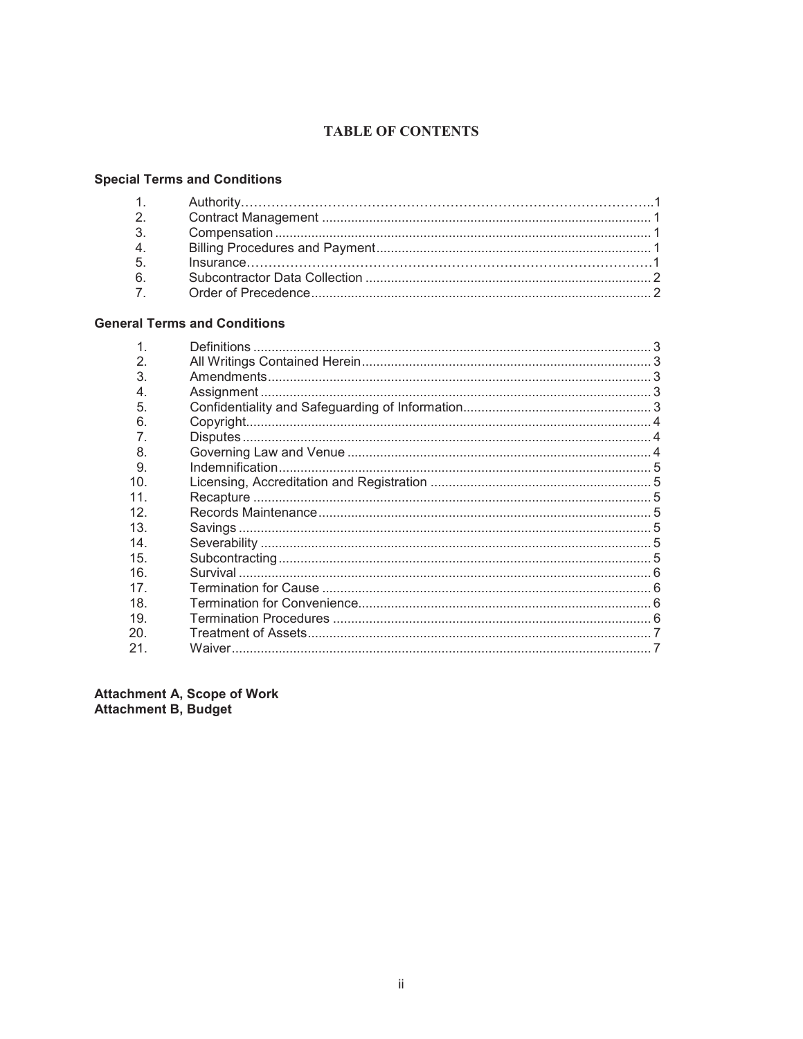# TABLE OF CONTENTS

**Special Terms and Conditions**

| | | |
|---|---|---|
| 1. | Authority | 1 |
| 2. | Contract Management | 1 |
| 3. | Compensation | 1 |
| 4. | Billing Procedures and Payment | 1 |
| 5. | Insurance | 1 |
| 6. | Subcontractor Data Collection | 2 |
| 7. | Order of Precedence | 2 |

**General Terms and Conditions**

| | | |
|---|---|---|
| 1. | Definitions | 3 |
| 2. | All Writings Contained Herein | 3 |
| 3. | Amendments | 3 |
| 4. | Assignment | 3 |
| 5. | Confidentiality and Safeguarding of Information | 3 |
| 6. | Copyright | 4 |
| 7. | Disputes | 4 |
| 8. | Governing Law and Venue | 4 |
| 9. | Indemnification | 5 |
| 10. | Licensing, Accreditation and Registration | 5 |
| 11. | Recapture | 5 |
| 12. | Records Maintenance | 5 |
| 13. | Savings | 5 |
| 14. | Severability | 5 |
| 15. | Subcontracting | 5 |
| 16. | Survival | 6 |
| 17. | Termination for Cause | 6 |
| 18. | Termination for Convenience | 6 |
| 19. | Termination Procedures | 6 |
| 20. | Treatment of Assets | 7 |
| 21. | Waiver | 7 |

**Attachment A, Scope of Work**
**Attachment B, Budget**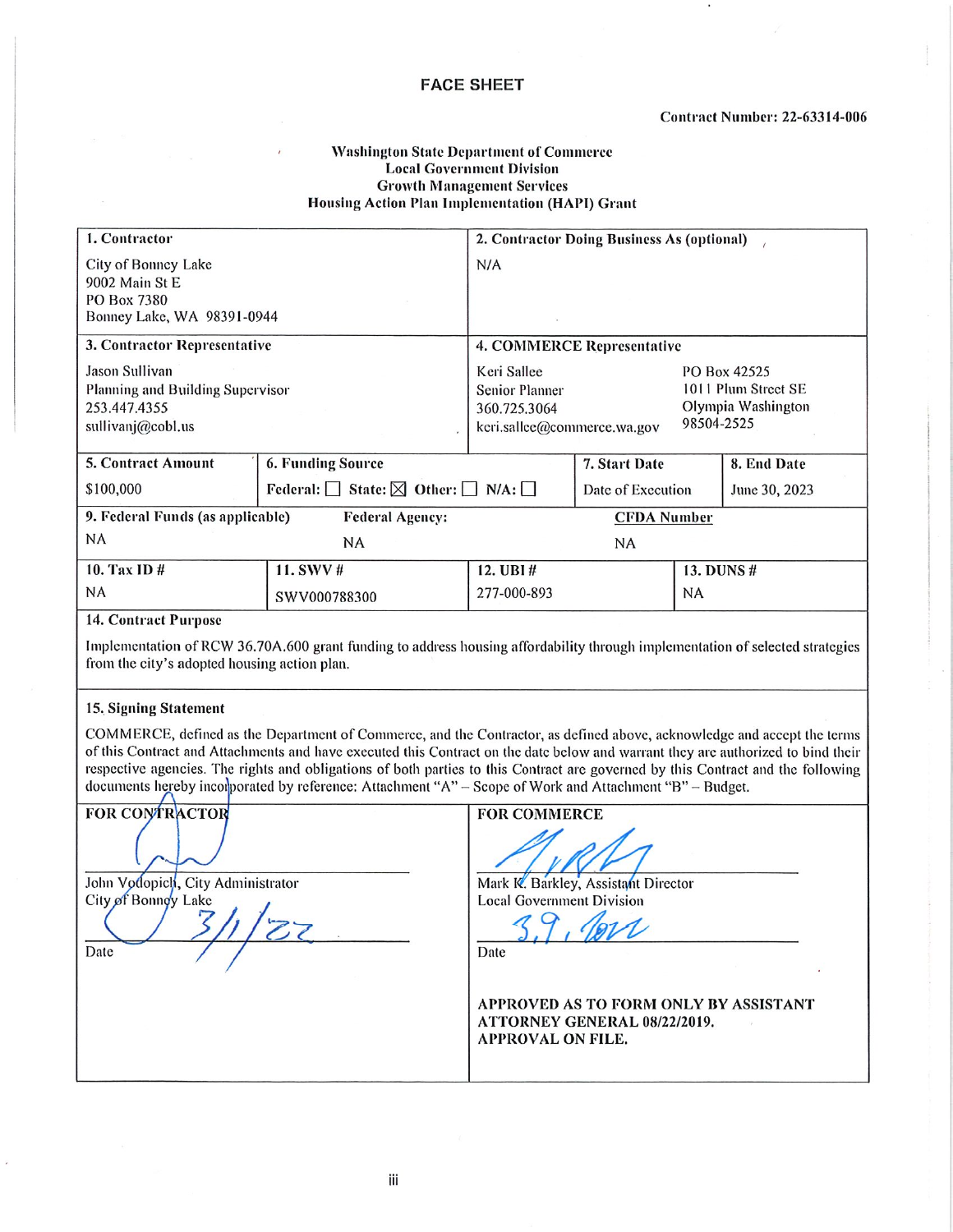# FACE SHEET

**Contract Number: 22-63314-006**

**Washington State Department of Commerce**
**Local Government Division**
**Growth Management Services**
**Housing Action Plan Implementation (HAPI) Grant**

| **1. Contractor** | | **2. Contractor Doing Business As (optional)** | |
|---|---|---|---|
| City of Bonney Lake<br>9002 Main St E<br>PO Box 7380<br>Bonney Lake, WA 98391-0944 | | N/A | |
| **3. Contractor Representative** | | **4. COMMERCE Representative** | |
| Jason Sullivan<br>Planning and Building Supervisor<br>253.447.4355<br>sullivanj@cobl.us | | Keri Sallee<br>Senior Planner<br>360.725.3064<br>keri.sallee@commerce.wa.gov | PO Box 42525<br>1011 Plum Street SE<br>Olympia Washington<br>98504-2525 |

| **5. Contract Amount** | **6. Funding Source** | **7. Start Date** | **8. End Date** |
|---|---|---|---|
| $100,000 | Federal: ☐ State: ☒ Other: ☐ N/A: ☐ | Date of Execution | June 30, 2023 |

| **9. Federal Funds (as applicable)** | **Federal Agency:** | **CFDA Number** |
|---|---|---|
| NA | NA | NA |

| **10. Tax ID #** | **11. SWV #** | **12. UBI #** | **13. DUNS #** |
|---|---|---|---|
| NA | SWV000788300 | 277-000-893 | NA |

**14. Contract Purpose**

Implementation of RCW 36.70A.600 grant funding to address housing affordability through implementation of selected strategies from the city's adopted housing action plan.

**15. Signing Statement**

COMMERCE, defined as the Department of Commerce, and the Contractor, as defined above, acknowledge and accept the terms of this Contract and Attachments and have executed this Contract on the date below and warrant they are authorized to bind their respective agencies. The rights and obligations of both parties to this Contract are governed by this Contract and the following documents hereby incorporated by reference: Attachment "A" – Scope of Work and Attachment "B" – Budget.

| **FOR CONTRACTOR** | **FOR COMMERCE** |
|---|---|
| John Vodopich, City Administrator<br>City of Bonney Lake | Mark K. Barkley, Assistant Director<br>Local Government Division |
| 3/1/22<br>Date | 3.9.2022<br>Date |
| | **APPROVED AS TO FORM ONLY BY ASSISTANT ATTORNEY GENERAL 08/22/2019. APPROVAL ON FILE.** |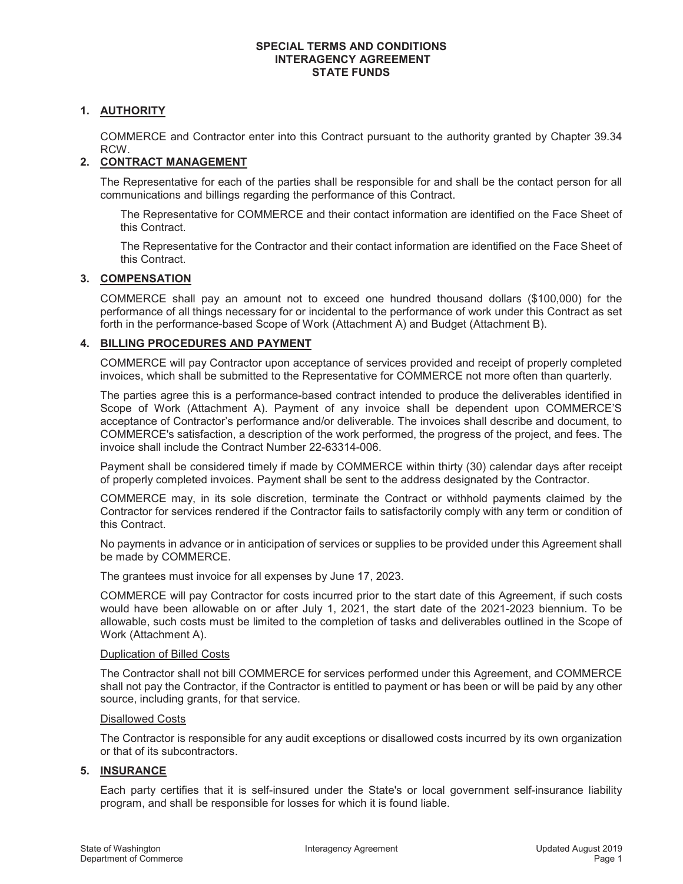**SPECIAL TERMS AND CONDITIONS**
**INTERAGENCY AGREEMENT**
**STATE FUNDS**

1. **AUTHORITY**

   COMMERCE and Contractor enter into this Contract pursuant to the authority granted by Chapter 39.34 RCW.

2. **CONTRACT MANAGEMENT**

   The Representative for each of the parties shall be responsible for and shall be the contact person for all communications and billings regarding the performance of this Contract.

   The Representative for COMMERCE and their contact information are identified on the Face Sheet of this Contract.

   The Representative for the Contractor and their contact information are identified on the Face Sheet of this Contract.

3. **COMPENSATION**

   COMMERCE shall pay an amount not to exceed one hundred thousand dollars ($100,000) for the performance of all things necessary for or incidental to the performance of work under this Contract as set forth in the performance-based Scope of Work (Attachment A) and Budget (Attachment B).

4. **BILLING PROCEDURES AND PAYMENT**

   COMMERCE will pay Contractor upon acceptance of services provided and receipt of properly completed invoices, which shall be submitted to the Representative for COMMERCE not more often than quarterly.

   The parties agree this is a performance-based contract intended to produce the deliverables identified in Scope of Work (Attachment A). Payment of any invoice shall be dependent upon COMMERCE'S acceptance of Contractor's performance and/or deliverable. The invoices shall describe and document, to COMMERCE's satisfaction, a description of the work performed, the progress of the project, and fees. The invoice shall include the Contract Number 22-63314-006.

   Payment shall be considered timely if made by COMMERCE within thirty (30) calendar days after receipt of properly completed invoices. Payment shall be sent to the address designated by the Contractor.

   COMMERCE may, in its sole discretion, terminate the Contract or withhold payments claimed by the Contractor for services rendered if the Contractor fails to satisfactorily comply with any term or condition of this Contract.

   No payments in advance or in anticipation of services or supplies to be provided under this Agreement shall be made by COMMERCE.

   The grantees must invoice for all expenses by June 17, 2023.

   COMMERCE will pay Contractor for costs incurred prior to the start date of this Agreement, if such costs would have been allowable on or after July 1, 2021, the start date of the 2021-2023 biennium. To be allowable, such costs must be limited to the completion of tasks and deliverables outlined in the Scope of Work (Attachment A).

   Duplication of Billed Costs

   The Contractor shall not bill COMMERCE for services performed under this Agreement, and COMMERCE shall not pay the Contractor, if the Contractor is entitled to payment or has been or will be paid by any other source, including grants, for that service.

   Disallowed Costs

   The Contractor is responsible for any audit exceptions or disallowed costs incurred by its own organization or that of its subcontractors.

5. **INSURANCE**

   Each party certifies that it is self-insured under the State's or local government self-insurance liability program, and shall be responsible for losses for which it is found liable.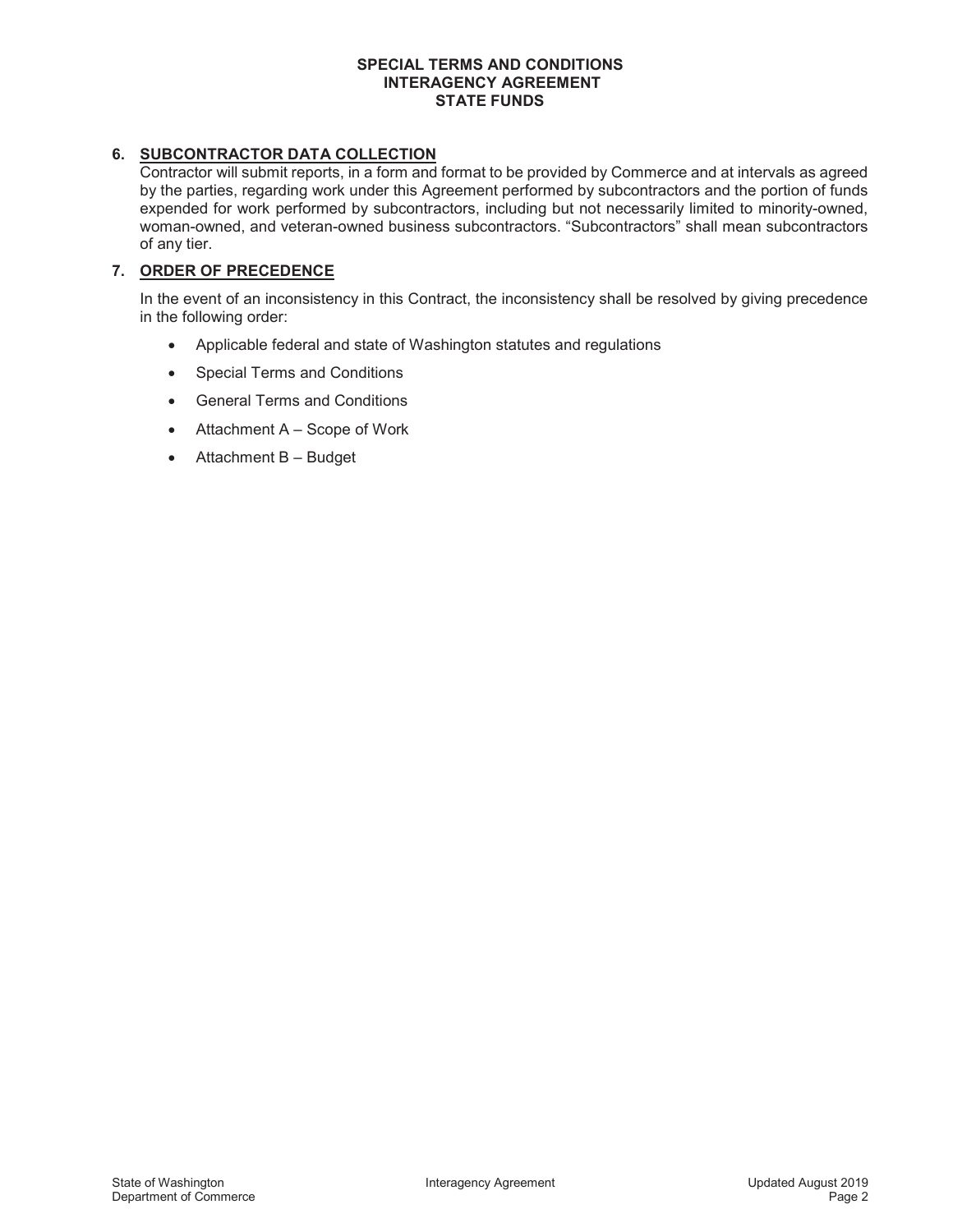**SPECIAL TERMS AND CONDITIONS**
**INTERAGENCY AGREEMENT**
**STATE FUNDS**

## 6. SUBCONTRACTOR DATA COLLECTION

Contractor will submit reports, in a form and format to be provided by Commerce and at intervals as agreed by the parties, regarding work under this Agreement performed by subcontractors and the portion of funds expended for work performed by subcontractors, including but not necessarily limited to minority-owned, woman-owned, and veteran-owned business subcontractors. "Subcontractors" shall mean subcontractors of any tier.

## 7. ORDER OF PRECEDENCE

In the event of an inconsistency in this Contract, the inconsistency shall be resolved by giving precedence in the following order:

- Applicable federal and state of Washington statutes and regulations
- Special Terms and Conditions
- General Terms and Conditions
- Attachment A – Scope of Work
- Attachment B – Budget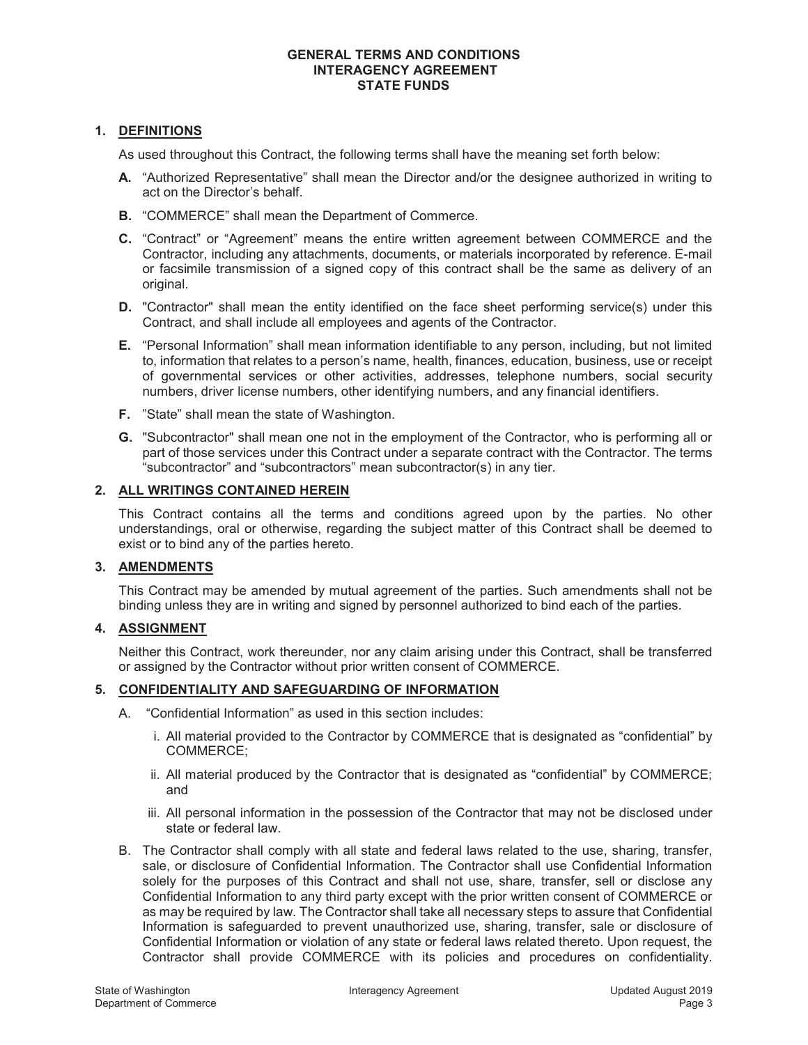# GENERAL TERMS AND CONDITIONS
# INTERAGENCY AGREEMENT
# STATE FUNDS

## 1. DEFINITIONS

As used throughout this Contract, the following terms shall have the meaning set forth below:

**A.** "Authorized Representative" shall mean the Director and/or the designee authorized in writing to act on the Director's behalf.

**B.** "COMMERCE" shall mean the Department of Commerce.

**C.** "Contract" or "Agreement" means the entire written agreement between COMMERCE and the Contractor, including any attachments, documents, or materials incorporated by reference. E-mail or facsimile transmission of a signed copy of this contract shall be the same as delivery of an original.

**D.** "Contractor" shall mean the entity identified on the face sheet performing service(s) under this Contract, and shall include all employees and agents of the Contractor.

**E.** "Personal Information" shall mean information identifiable to any person, including, but not limited to, information that relates to a person's name, health, finances, education, business, use or receipt of governmental services or other activities, addresses, telephone numbers, social security numbers, driver license numbers, other identifying numbers, and any financial identifiers.

**F.** "State" shall mean the state of Washington.

**G.** "Subcontractor" shall mean one not in the employment of the Contractor, who is performing all or part of those services under this Contract under a separate contract with the Contractor. The terms "subcontractor" and "subcontractors" mean subcontractor(s) in any tier.

## 2. ALL WRITINGS CONTAINED HEREIN

This Contract contains all the terms and conditions agreed upon by the parties. No other understandings, oral or otherwise, regarding the subject matter of this Contract shall be deemed to exist or to bind any of the parties hereto.

## 3. AMENDMENTS

This Contract may be amended by mutual agreement of the parties. Such amendments shall not be binding unless they are in writing and signed by personnel authorized to bind each of the parties.

## 4. ASSIGNMENT

Neither this Contract, work thereunder, nor any claim arising under this Contract, shall be transferred or assigned by the Contractor without prior written consent of COMMERCE.

## 5. CONFIDENTIALITY AND SAFEGUARDING OF INFORMATION

A. "Confidential Information" as used in this section includes:

i. All material provided to the Contractor by COMMERCE that is designated as "confidential" by COMMERCE;

ii. All material produced by the Contractor that is designated as "confidential" by COMMERCE; and

iii. All personal information in the possession of the Contractor that may not be disclosed under state or federal law.

B. The Contractor shall comply with all state and federal laws related to the use, sharing, transfer, sale, or disclosure of Confidential Information. The Contractor shall use Confidential Information solely for the purposes of this Contract and shall not use, share, transfer, sell or disclose any Confidential Information to any third party except with the prior written consent of COMMERCE or as may be required by law. The Contractor shall take all necessary steps to assure that Confidential Information is safeguarded to prevent unauthorized use, sharing, transfer, sale or disclosure of Confidential Information or violation of any state or federal laws related thereto. Upon request, the Contractor shall provide COMMERCE with its policies and procedures on confidentiality.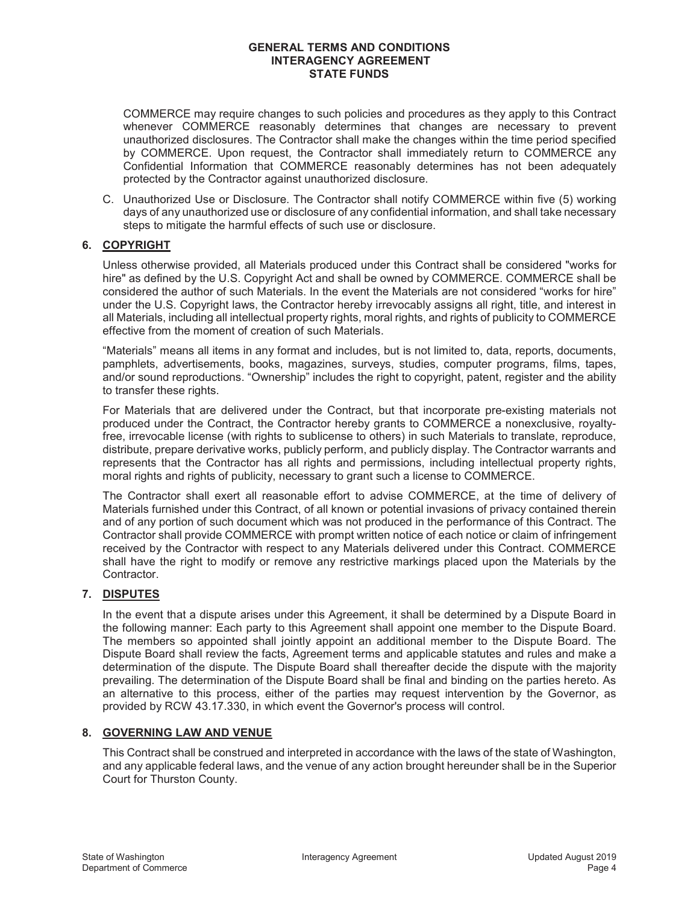COMMERCE may require changes to such policies and procedures as they apply to this Contract whenever COMMERCE reasonably determines that changes are necessary to prevent unauthorized disclosures. The Contractor shall make the changes within the time period specified by COMMERCE. Upon request, the Contractor shall immediately return to COMMERCE any Confidential Information that COMMERCE reasonably determines has not been adequately protected by the Contractor against unauthorized disclosure.

C. Unauthorized Use or Disclosure. The Contractor shall notify COMMERCE within five (5) working days of any unauthorized use or disclosure of any confidential information, and shall take necessary steps to mitigate the harmful effects of such use or disclosure.

## 6. COPYRIGHT

Unless otherwise provided, all Materials produced under this Contract shall be considered "works for hire" as defined by the U.S. Copyright Act and shall be owned by COMMERCE. COMMERCE shall be considered the author of such Materials. In the event the Materials are not considered "works for hire" under the U.S. Copyright laws, the Contractor hereby irrevocably assigns all right, title, and interest in all Materials, including all intellectual property rights, moral rights, and rights of publicity to COMMERCE effective from the moment of creation of such Materials.

"Materials" means all items in any format and includes, but is not limited to, data, reports, documents, pamphlets, advertisements, books, magazines, surveys, studies, computer programs, films, tapes, and/or sound reproductions. "Ownership" includes the right to copyright, patent, register and the ability to transfer these rights.

For Materials that are delivered under the Contract, but that incorporate pre-existing materials not produced under the Contract, the Contractor hereby grants to COMMERCE a nonexclusive, royalty-free, irrevocable license (with rights to sublicense to others) in such Materials to translate, reproduce, distribute, prepare derivative works, publicly perform, and publicly display. The Contractor warrants and represents that the Contractor has all rights and permissions, including intellectual property rights, moral rights and rights of publicity, necessary to grant such a license to COMMERCE.

The Contractor shall exert all reasonable effort to advise COMMERCE, at the time of delivery of Materials furnished under this Contract, of all known or potential invasions of privacy contained therein and of any portion of such document which was not produced in the performance of this Contract. The Contractor shall provide COMMERCE with prompt written notice of each notice or claim of infringement received by the Contractor with respect to any Materials delivered under this Contract. COMMERCE shall have the right to modify or remove any restrictive markings placed upon the Materials by the Contractor.

## 7. DISPUTES

In the event that a dispute arises under this Agreement, it shall be determined by a Dispute Board in the following manner: Each party to this Agreement shall appoint one member to the Dispute Board. The members so appointed shall jointly appoint an additional member to the Dispute Board. The Dispute Board shall review the facts, Agreement terms and applicable statutes and rules and make a determination of the dispute. The Dispute Board shall thereafter decide the dispute with the majority prevailing. The determination of the Dispute Board shall be final and binding on the parties hereto. As an alternative to this process, either of the parties may request intervention by the Governor, as provided by RCW 43.17.330, in which event the Governor's process will control.

## 8. GOVERNING LAW AND VENUE

This Contract shall be construed and interpreted in accordance with the laws of the state of Washington, and any applicable federal laws, and the venue of any action brought hereunder shall be in the Superior Court for Thurston County.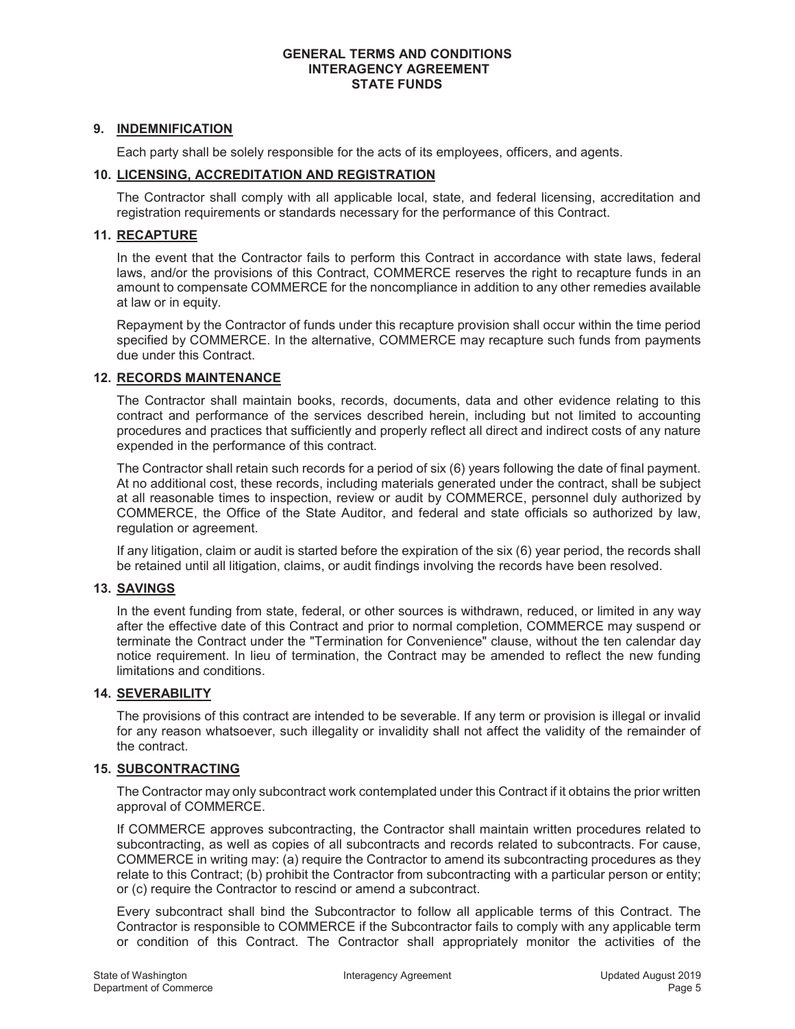**GENERAL TERMS AND CONDITIONS**
**INTERAGENCY AGREEMENT**
**STATE FUNDS**

## 9. INDEMNIFICATION

Each party shall be solely responsible for the acts of its employees, officers, and agents.

## 10. LICENSING, ACCREDITATION AND REGISTRATION

The Contractor shall comply with all applicable local, state, and federal licensing, accreditation and registration requirements or standards necessary for the performance of this Contract.

## 11. RECAPTURE

In the event that the Contractor fails to perform this Contract in accordance with state laws, federal laws, and/or the provisions of this Contract, COMMERCE reserves the right to recapture funds in an amount to compensate COMMERCE for the noncompliance in addition to any other remedies available at law or in equity.

Repayment by the Contractor of funds under this recapture provision shall occur within the time period specified by COMMERCE. In the alternative, COMMERCE may recapture such funds from payments due under this Contract.

## 12. RECORDS MAINTENANCE

The Contractor shall maintain books, records, documents, data and other evidence relating to this contract and performance of the services described herein, including but not limited to accounting procedures and practices that sufficiently and properly reflect all direct and indirect costs of any nature expended in the performance of this contract.

The Contractor shall retain such records for a period of six (6) years following the date of final payment. At no additional cost, these records, including materials generated under the contract, shall be subject at all reasonable times to inspection, review or audit by COMMERCE, personnel duly authorized by COMMERCE, the Office of the State Auditor, and federal and state officials so authorized by law, regulation or agreement.

If any litigation, claim or audit is started before the expiration of the six (6) year period, the records shall be retained until all litigation, claims, or audit findings involving the records have been resolved.

## 13. SAVINGS

In the event funding from state, federal, or other sources is withdrawn, reduced, or limited in any way after the effective date of this Contract and prior to normal completion, COMMERCE may suspend or terminate the Contract under the "Termination for Convenience" clause, without the ten calendar day notice requirement. In lieu of termination, the Contract may be amended to reflect the new funding limitations and conditions.

## 14. SEVERABILITY

The provisions of this contract are intended to be severable. If any term or provision is illegal or invalid for any reason whatsoever, such illegality or invalidity shall not affect the validity of the remainder of the contract.

## 15. SUBCONTRACTING

The Contractor may only subcontract work contemplated under this Contract if it obtains the prior written approval of COMMERCE.

If COMMERCE approves subcontracting, the Contractor shall maintain written procedures related to subcontracting, as well as copies of all subcontracts and records related to subcontracts. For cause, COMMERCE in writing may: (a) require the Contractor to amend its subcontracting procedures as they relate to this Contract; (b) prohibit the Contractor from subcontracting with a particular person or entity; or (c) require the Contractor to rescind or amend a subcontract.

Every subcontract shall bind the Subcontractor to follow all applicable terms of this Contract. The Contractor is responsible to COMMERCE if the Subcontractor fails to comply with any applicable term or condition of this Contract. The Contractor shall appropriately monitor the activities of the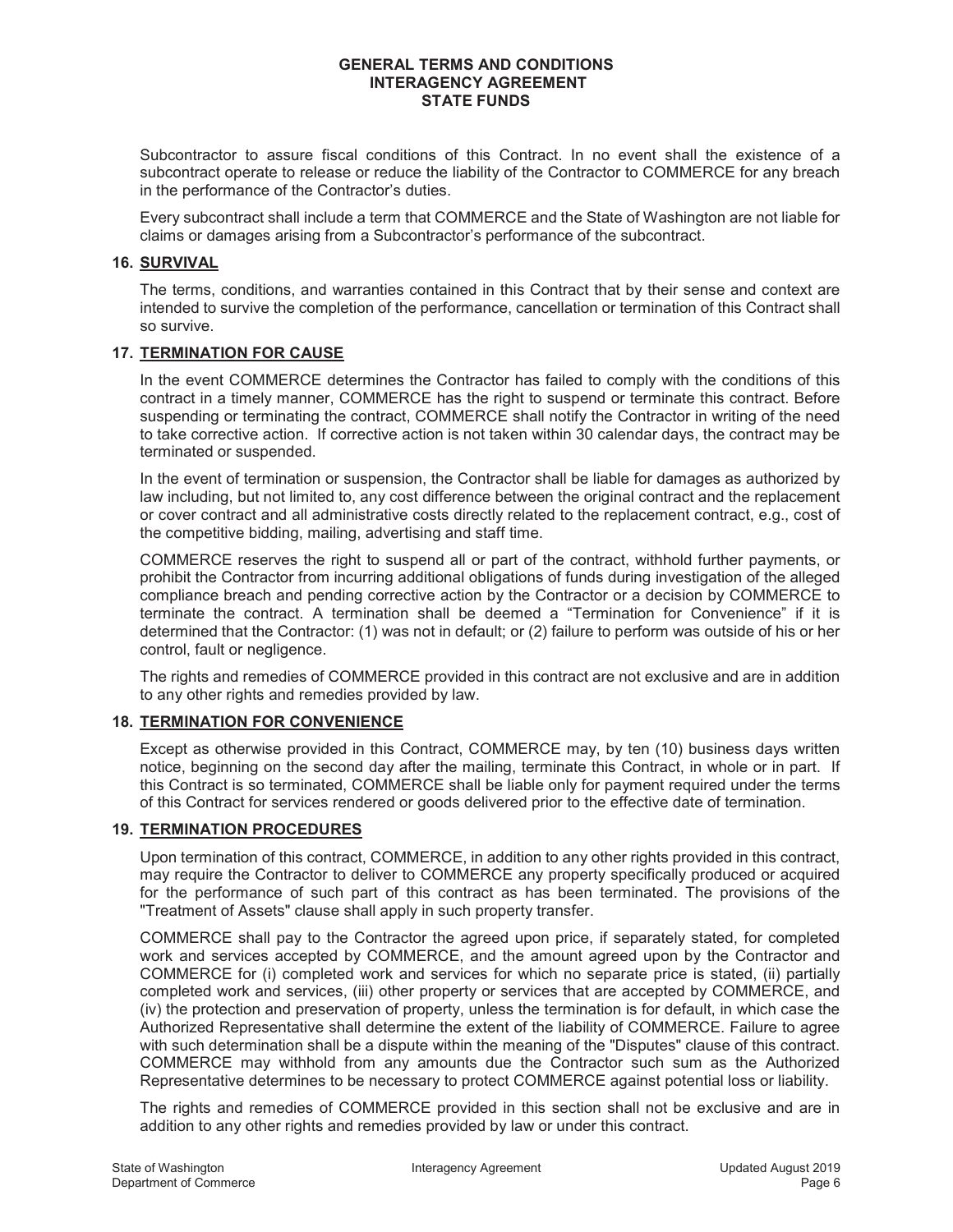Subcontractor to assure fiscal conditions of this Contract. In no event shall the existence of a subcontract operate to release or reduce the liability of the Contractor to COMMERCE for any breach in the performance of the Contractor's duties.

Every subcontract shall include a term that COMMERCE and the State of Washington are not liable for claims or damages arising from a Subcontractor's performance of the subcontract.

## 16. SURVIVAL

The terms, conditions, and warranties contained in this Contract that by their sense and context are intended to survive the completion of the performance, cancellation or termination of this Contract shall so survive.

## 17. TERMINATION FOR CAUSE

In the event COMMERCE determines the Contractor has failed to comply with the conditions of this contract in a timely manner, COMMERCE has the right to suspend or terminate this contract. Before suspending or terminating the contract, COMMERCE shall notify the Contractor in writing of the need to take corrective action. If corrective action is not taken within 30 calendar days, the contract may be terminated or suspended.

In the event of termination or suspension, the Contractor shall be liable for damages as authorized by law including, but not limited to, any cost difference between the original contract and the replacement or cover contract and all administrative costs directly related to the replacement contract, e.g., cost of the competitive bidding, mailing, advertising and staff time.

COMMERCE reserves the right to suspend all or part of the contract, withhold further payments, or prohibit the Contractor from incurring additional obligations of funds during investigation of the alleged compliance breach and pending corrective action by the Contractor or a decision by COMMERCE to terminate the contract. A termination shall be deemed a "Termination for Convenience" if it is determined that the Contractor: (1) was not in default; or (2) failure to perform was outside of his or her control, fault or negligence.

The rights and remedies of COMMERCE provided in this contract are not exclusive and are in addition to any other rights and remedies provided by law.

## 18. TERMINATION FOR CONVENIENCE

Except as otherwise provided in this Contract, COMMERCE may, by ten (10) business days written notice, beginning on the second day after the mailing, terminate this Contract, in whole or in part. If this Contract is so terminated, COMMERCE shall be liable only for payment required under the terms of this Contract for services rendered or goods delivered prior to the effective date of termination.

## 19. TERMINATION PROCEDURES

Upon termination of this contract, COMMERCE, in addition to any other rights provided in this contract, may require the Contractor to deliver to COMMERCE any property specifically produced or acquired for the performance of such part of this contract as has been terminated. The provisions of the "Treatment of Assets" clause shall apply in such property transfer.

COMMERCE shall pay to the Contractor the agreed upon price, if separately stated, for completed work and services accepted by COMMERCE, and the amount agreed upon by the Contractor and COMMERCE for (i) completed work and services for which no separate price is stated, (ii) partially completed work and services, (iii) other property or services that are accepted by COMMERCE, and (iv) the protection and preservation of property, unless the termination is for default, in which case the Authorized Representative shall determine the extent of the liability of COMMERCE. Failure to agree with such determination shall be a dispute within the meaning of the "Disputes" clause of this contract. COMMERCE may withhold from any amounts due the Contractor such sum as the Authorized Representative determines to be necessary to protect COMMERCE against potential loss or liability.

The rights and remedies of COMMERCE provided in this section shall not be exclusive and are in addition to any other rights and remedies provided by law or under this contract.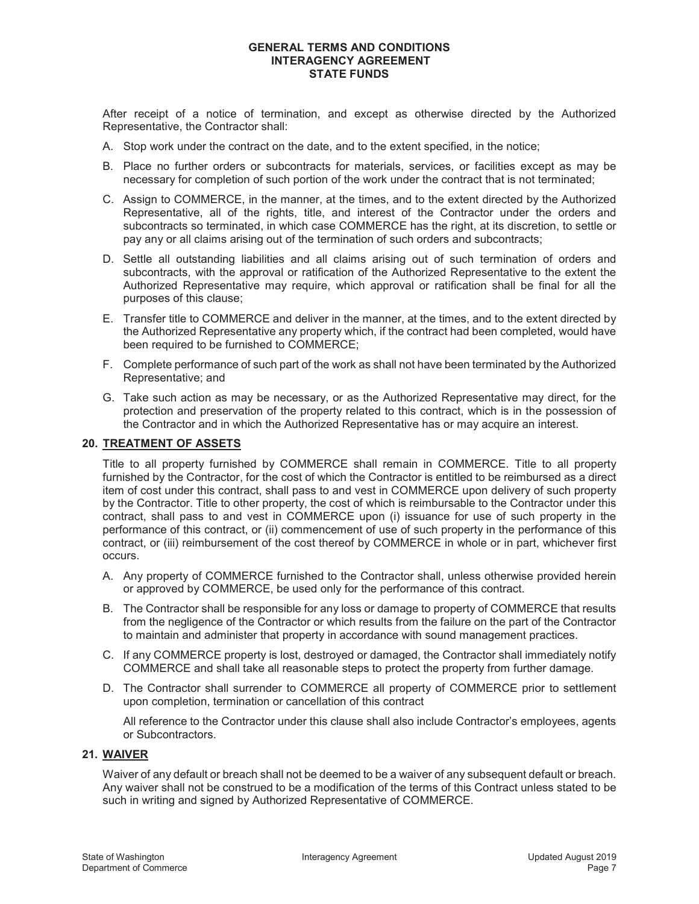After receipt of a notice of termination, and except as otherwise directed by the Authorized Representative, the Contractor shall:

A. Stop work under the contract on the date, and to the extent specified, in the notice;

B. Place no further orders or subcontracts for materials, services, or facilities except as may be necessary for completion of such portion of the work under the contract that is not terminated;

C. Assign to COMMERCE, in the manner, at the times, and to the extent directed by the Authorized Representative, all of the rights, title, and interest of the Contractor under the orders and subcontracts so terminated, in which case COMMERCE has the right, at its discretion, to settle or pay any or all claims arising out of the termination of such orders and subcontracts;

D. Settle all outstanding liabilities and all claims arising out of such termination of orders and subcontracts, with the approval or ratification of the Authorized Representative to the extent the Authorized Representative may require, which approval or ratification shall be final for all the purposes of this clause;

E. Transfer title to COMMERCE and deliver in the manner, at the times, and to the extent directed by the Authorized Representative any property which, if the contract had been completed, would have been required to be furnished to COMMERCE;

F. Complete performance of such part of the work as shall not have been terminated by the Authorized Representative; and

G. Take such action as may be necessary, or as the Authorized Representative may direct, for the protection and preservation of the property related to this contract, which is in the possession of the Contractor and in which the Authorized Representative has or may acquire an interest.

## 20. TREATMENT OF ASSETS

Title to all property furnished by COMMERCE shall remain in COMMERCE. Title to all property furnished by the Contractor, for the cost of which the Contractor is entitled to be reimbursed as a direct item of cost under this contract, shall pass to and vest in COMMERCE upon delivery of such property by the Contractor. Title to other property, the cost of which is reimbursable to the Contractor under this contract, shall pass to and vest in COMMERCE upon (i) issuance for use of such property in the performance of this contract, or (ii) commencement of use of such property in the performance of this contract, or (iii) reimbursement of the cost thereof by COMMERCE in whole or in part, whichever first occurs.

A. Any property of COMMERCE furnished to the Contractor shall, unless otherwise provided herein or approved by COMMERCE, be used only for the performance of this contract.

B. The Contractor shall be responsible for any loss or damage to property of COMMERCE that results from the negligence of the Contractor or which results from the failure on the part of the Contractor to maintain and administer that property in accordance with sound management practices.

C. If any COMMERCE property is lost, destroyed or damaged, the Contractor shall immediately notify COMMERCE and shall take all reasonable steps to protect the property from further damage.

D. The Contractor shall surrender to COMMERCE all property of COMMERCE prior to settlement upon completion, termination or cancellation of this contract

   All reference to the Contractor under this clause shall also include Contractor's employees, agents or Subcontractors.

## 21. WAIVER

Waiver of any default or breach shall not be deemed to be a waiver of any subsequent default or breach. Any waiver shall not be construed to be a modification of the terms of this Contract unless stated to be such in writing and signed by Authorized Representative of COMMERCE.